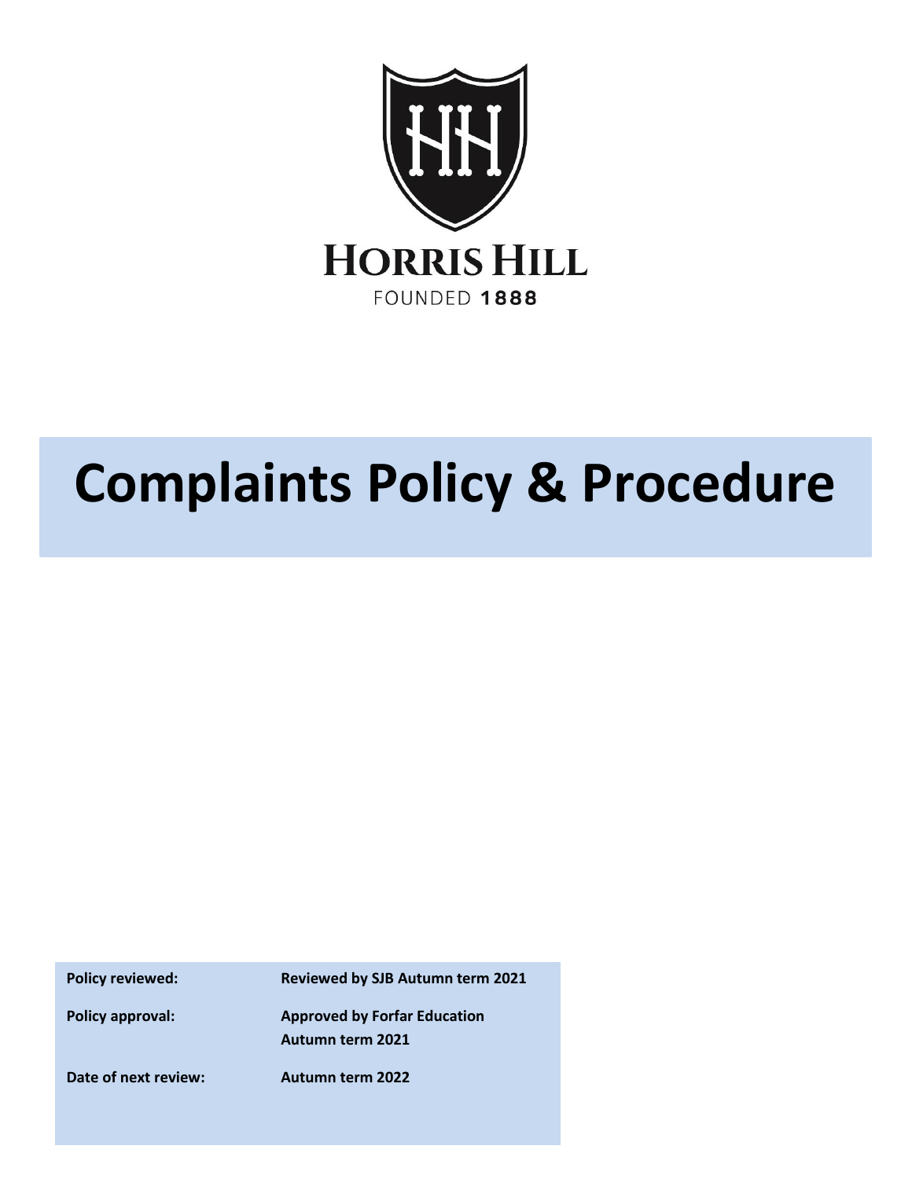HORRIS HILL

FOUNDED 1888

# Complaints Policy & Procedure

| | |
|---|---|
| **Policy reviewed:** | **Reviewed by SJB Autumn term 2021** |
| **Policy approval:** | **Approved by Forfar Education Autumn term 2021** |
| **Date of next review:** | **Autumn term 2022** |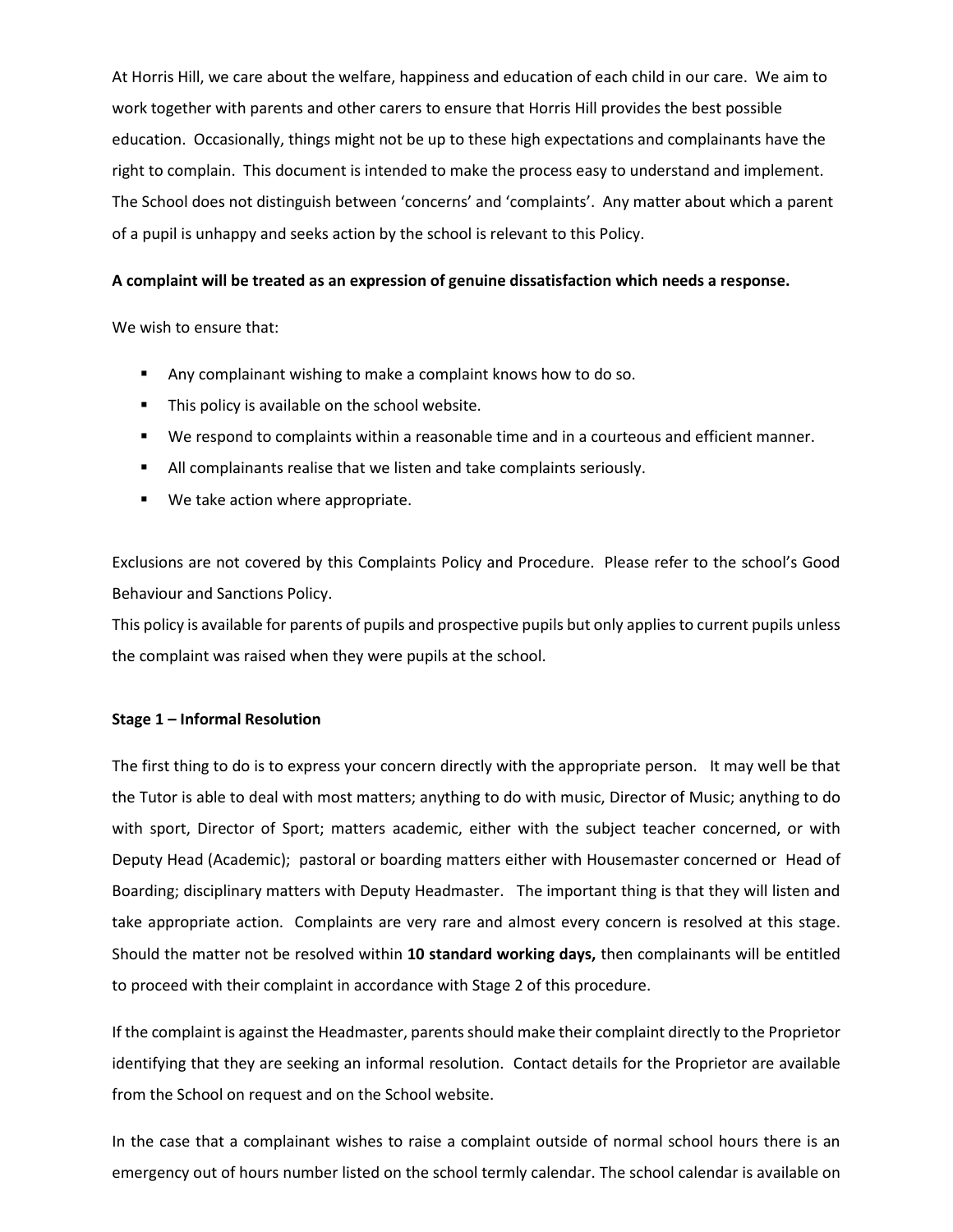At Horris Hill, we care about the welfare, happiness and education of each child in our care. We aim to work together with parents and other carers to ensure that Horris Hill provides the best possible education. Occasionally, things might not be up to these high expectations and complainants have the right to complain. This document is intended to make the process easy to understand and implement. The School does not distinguish between 'concerns' and 'complaints'. Any matter about which a parent of a pupil is unhappy and seeks action by the school is relevant to this Policy.

**A complaint will be treated as an expression of genuine dissatisfaction which needs a response.**

We wish to ensure that:

- Any complainant wishing to make a complaint knows how to do so.
- This policy is available on the school website.
- We respond to complaints within a reasonable time and in a courteous and efficient manner.
- All complainants realise that we listen and take complaints seriously.
- We take action where appropriate.

Exclusions are not covered by this Complaints Policy and Procedure. Please refer to the school's Good Behaviour and Sanctions Policy.
This policy is available for parents of pupils and prospective pupils but only applies to current pupils unless the complaint was raised when they were pupils at the school.

**Stage 1 – Informal Resolution**

The first thing to do is to express your concern directly with the appropriate person. It may well be that the Tutor is able to deal with most matters; anything to do with music, Director of Music; anything to do with sport, Director of Sport; matters academic, either with the subject teacher concerned, or with Deputy Head (Academic); pastoral or boarding matters either with Housemaster concerned or Head of Boarding; disciplinary matters with Deputy Headmaster. The important thing is that they will listen and take appropriate action. Complaints are very rare and almost every concern is resolved at this stage. Should the matter not be resolved within **10 standard working days,** then complainants will be entitled to proceed with their complaint in accordance with Stage 2 of this procedure.

If the complaint is against the Headmaster, parents should make their complaint directly to the Proprietor identifying that they are seeking an informal resolution. Contact details for the Proprietor are available from the School on request and on the School website.

In the case that a complainant wishes to raise a complaint outside of normal school hours there is an emergency out of hours number listed on the school termly calendar. The school calendar is available on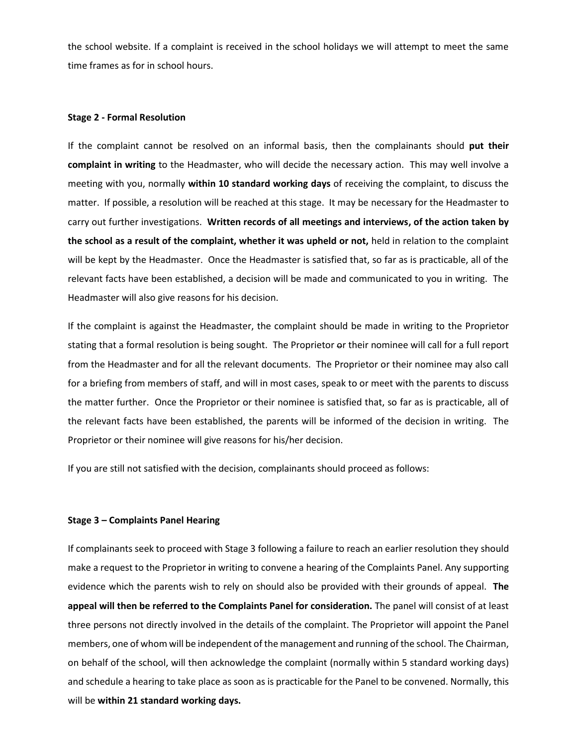the school website. If a complaint is received in the school holidays we will attempt to meet the same time frames as for in school hours.

**Stage 2 - Formal Resolution**

If the complaint cannot be resolved on an informal basis, then the complainants should **put their complaint in writing** to the Headmaster, who will decide the necessary action. This may well involve a meeting with you, normally **within 10 standard working days** of receiving the complaint, to discuss the matter. If possible, a resolution will be reached at this stage. It may be necessary for the Headmaster to carry out further investigations. **Written records of all meetings and interviews, of the action taken by the school as a result of the complaint, whether it was upheld or not,** held in relation to the complaint will be kept by the Headmaster. Once the Headmaster is satisfied that, so far as is practicable, all of the relevant facts have been established, a decision will be made and communicated to you in writing. The Headmaster will also give reasons for his decision.

If the complaint is against the Headmaster, the complaint should be made in writing to the Proprietor stating that a formal resolution is being sought. The Proprietor ~~o~~r their nominee will call for a full report from the Headmaster and for all the relevant documents. The Proprietor or their nominee may also call for a briefing from members of staff, and will in most cases, speak to or meet with the parents to discuss the matter further. Once the Proprietor or their nominee is satisfied that, so far as is practicable, all of the relevant facts have been established, the parents will be informed of the decision in writing. The Proprietor or their nominee will give reasons for his/her decision.

If you are still not satisfied with the decision, complainants should proceed as follows:

**Stage 3 – Complaints Panel Hearing**

If complainants seek to proceed with Stage 3 following a failure to reach an earlier resolution they should make a request to the Proprietor ~~i~~in writing to convene a hearing of the Complaints Panel. Any supporting evidence which the parents wish to rely on should also be provided with their grounds of appeal. **The appeal will then be referred to the Complaints Panel for consideration.** The panel will consist of at least three persons not directly involved in the details of the complaint. The Proprietor will appoint the Panel members, one of whom will be independent of the management and running of the school. The Chairman, on behalf of the school, will then acknowledge the complaint (normally within 5 standard working days) and schedule a hearing to take place as soon as is practicable for the Panel to be convened. Normally, this will be **within 21 standard working days.**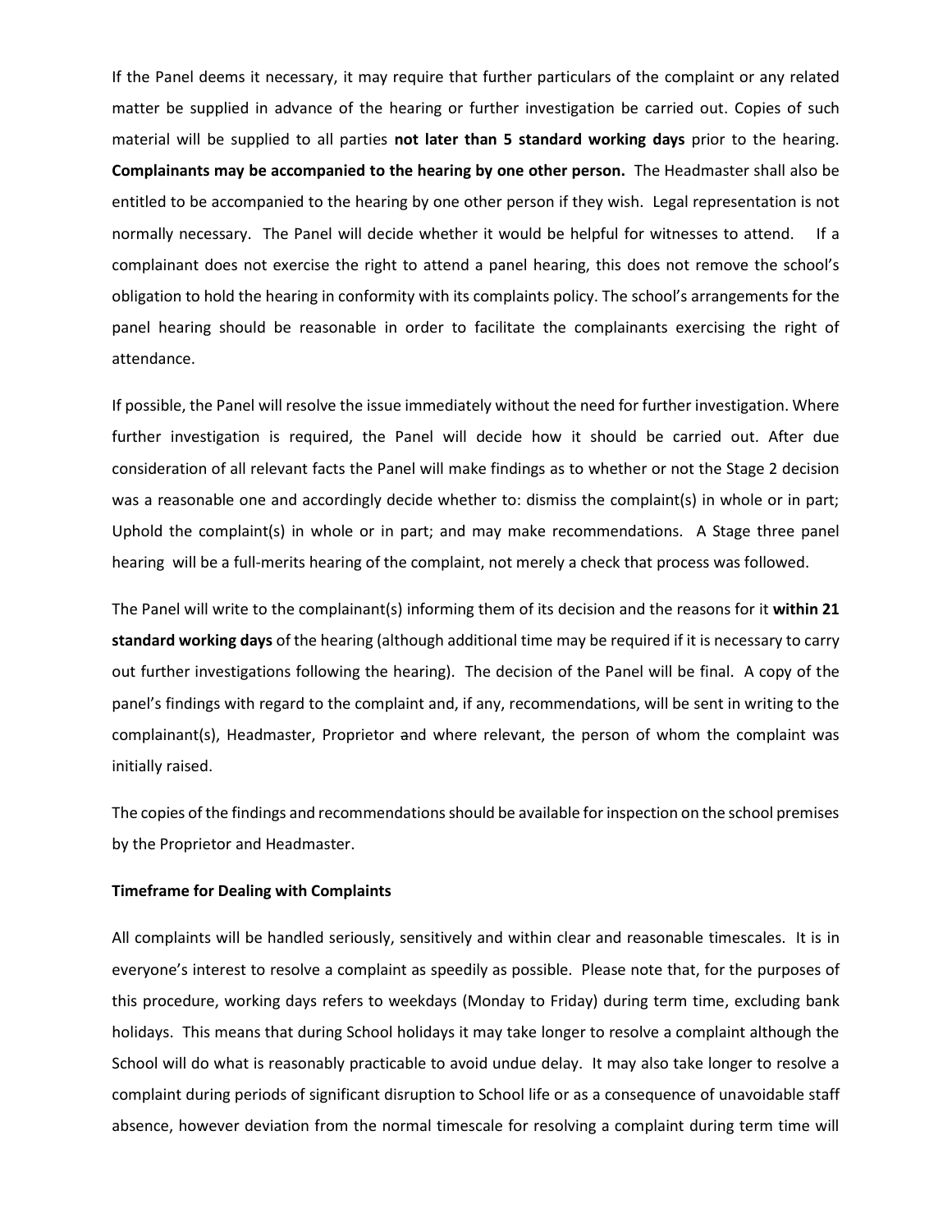If the Panel deems it necessary, it may require that further particulars of the complaint or any related matter be supplied in advance of the hearing or further investigation be carried out. Copies of such material will be supplied to all parties **not later than 5 standard working days** prior to the hearing. **Complainants may be accompanied to the hearing by one other person.** The Headmaster shall also be entitled to be accompanied to the hearing by one other person if they wish. Legal representation is not normally necessary. The Panel will decide whether it would be helpful for witnesses to attend. If a complainant does not exercise the right to attend a panel hearing, this does not remove the school's obligation to hold the hearing in conformity with its complaints policy. The school's arrangements for the panel hearing should be reasonable in order to facilitate the complainants exercising the right of attendance.

If possible, the Panel will resolve the issue immediately without the need for further investigation. Where further investigation is required, the Panel will decide how it should be carried out. After due consideration of all relevant facts the Panel will make findings as to whether or not the Stage 2 decision was a reasonable one and accordingly decide whether to: dismiss the complaint(s) in whole or in part; Uphold the complaint(s) in whole or in part; and may make recommendations. A Stage three panel hearing will be a full-merits hearing of the complaint, not merely a check that process was followed.

The Panel will write to the complainant(s) informing them of its decision and the reasons for it **within 21 standard working days** of the hearing (although additional time may be required if it is necessary to carry out further investigations following the hearing). The decision of the Panel will be final. A copy of the panel's findings with regard to the complaint and, if any, recommendations, will be sent in writing to the complainant(s), Headmaster, Proprietor and where relevant, the person of whom the complaint was initially raised.

The copies of the findings and recommendations should be available for inspection on the school premises by the Proprietor and Headmaster.

**Timeframe for Dealing with Complaints**

All complaints will be handled seriously, sensitively and within clear and reasonable timescales. It is in everyone's interest to resolve a complaint as speedily as possible. Please note that, for the purposes of this procedure, working days refers to weekdays (Monday to Friday) during term time, excluding bank holidays. This means that during School holidays it may take longer to resolve a complaint although the School will do what is reasonably practicable to avoid undue delay. It may also take longer to resolve a complaint during periods of significant disruption to School life or as a consequence of unavoidable staff absence, however deviation from the normal timescale for resolving a complaint during term time will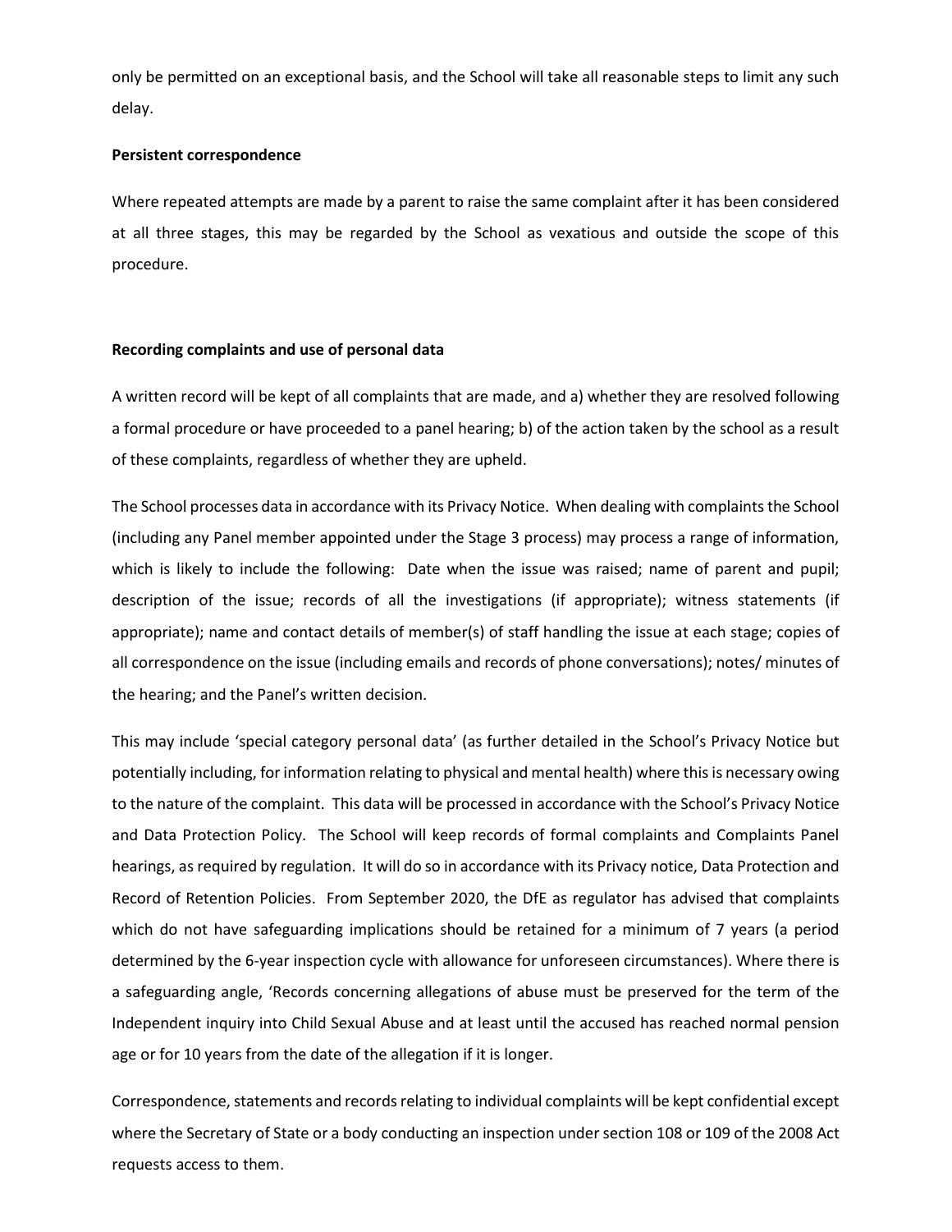only be permitted on an exceptional basis, and the School will take all reasonable steps to limit any such delay.

**Persistent correspondence**

Where repeated attempts are made by a parent to raise the same complaint after it has been considered at all three stages, this may be regarded by the School as vexatious and outside the scope of this procedure.

**Recording complaints and use of personal data**

A written record will be kept of all complaints that are made, and a) whether they are resolved following a formal procedure or have proceeded to a panel hearing; b) of the action taken by the school as a result of these complaints, regardless of whether they are upheld.

The School processes data in accordance with its Privacy Notice. When dealing with complaints the School (including any Panel member appointed under the Stage 3 process) may process a range of information, which is likely to include the following: Date when the issue was raised; name of parent and pupil; description of the issue; records of all the investigations (if appropriate); witness statements (if appropriate); name and contact details of member(s) of staff handling the issue at each stage; copies of all correspondence on the issue (including emails and records of phone conversations); notes/ minutes of the hearing; and the Panel's written decision.

This may include 'special category personal data' (as further detailed in the School's Privacy Notice but potentially including, for information relating to physical and mental health) where this is necessary owing to the nature of the complaint. This data will be processed in accordance with the School's Privacy Notice and Data Protection Policy. The School will keep records of formal complaints and Complaints Panel hearings, as required by regulation. It will do so in accordance with its Privacy notice, Data Protection and Record of Retention Policies. From September 2020, the DfE as regulator has advised that complaints which do not have safeguarding implications should be retained for a minimum of 7 years (a period determined by the 6-year inspection cycle with allowance for unforeseen circumstances). Where there is a safeguarding angle, 'Records concerning allegations of abuse must be preserved for the term of the Independent inquiry into Child Sexual Abuse and at least until the accused has reached normal pension age or for 10 years from the date of the allegation if it is longer.

Correspondence, statements and records relating to individual complaints will be kept confidential except where the Secretary of State or a body conducting an inspection under section 108 or 109 of the 2008 Act requests access to them.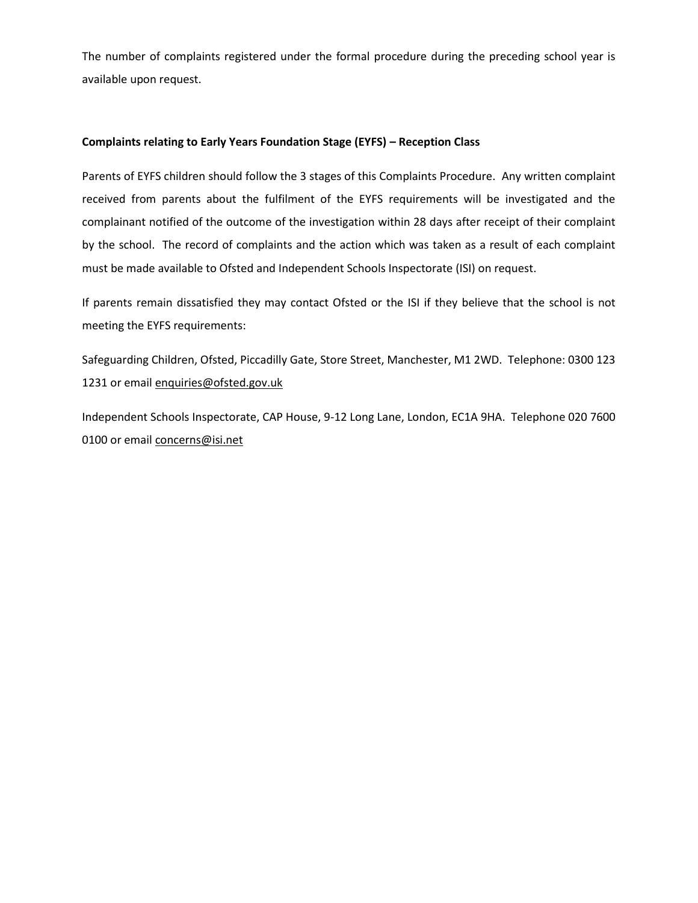The number of complaints registered under the formal procedure during the preceding school year is available upon request.

**Complaints relating to Early Years Foundation Stage (EYFS) – Reception Class**

Parents of EYFS children should follow the 3 stages of this Complaints Procedure. Any written complaint received from parents about the fulfilment of the EYFS requirements will be investigated and the complainant notified of the outcome of the investigation within 28 days after receipt of their complaint by the school. The record of complaints and the action which was taken as a result of each complaint must be made available to Ofsted and Independent Schools Inspectorate (ISI) on request.

If parents remain dissatisfied they may contact Ofsted or the ISI if they believe that the school is not meeting the EYFS requirements:

Safeguarding Children, Ofsted, Piccadilly Gate, Store Street, Manchester, M1 2WD. Telephone: 0300 123 1231 or email enquiries@ofsted.gov.uk

Independent Schools Inspectorate, CAP House, 9-12 Long Lane, London, EC1A 9HA. Telephone 020 7600 0100 or email concerns@isi.net